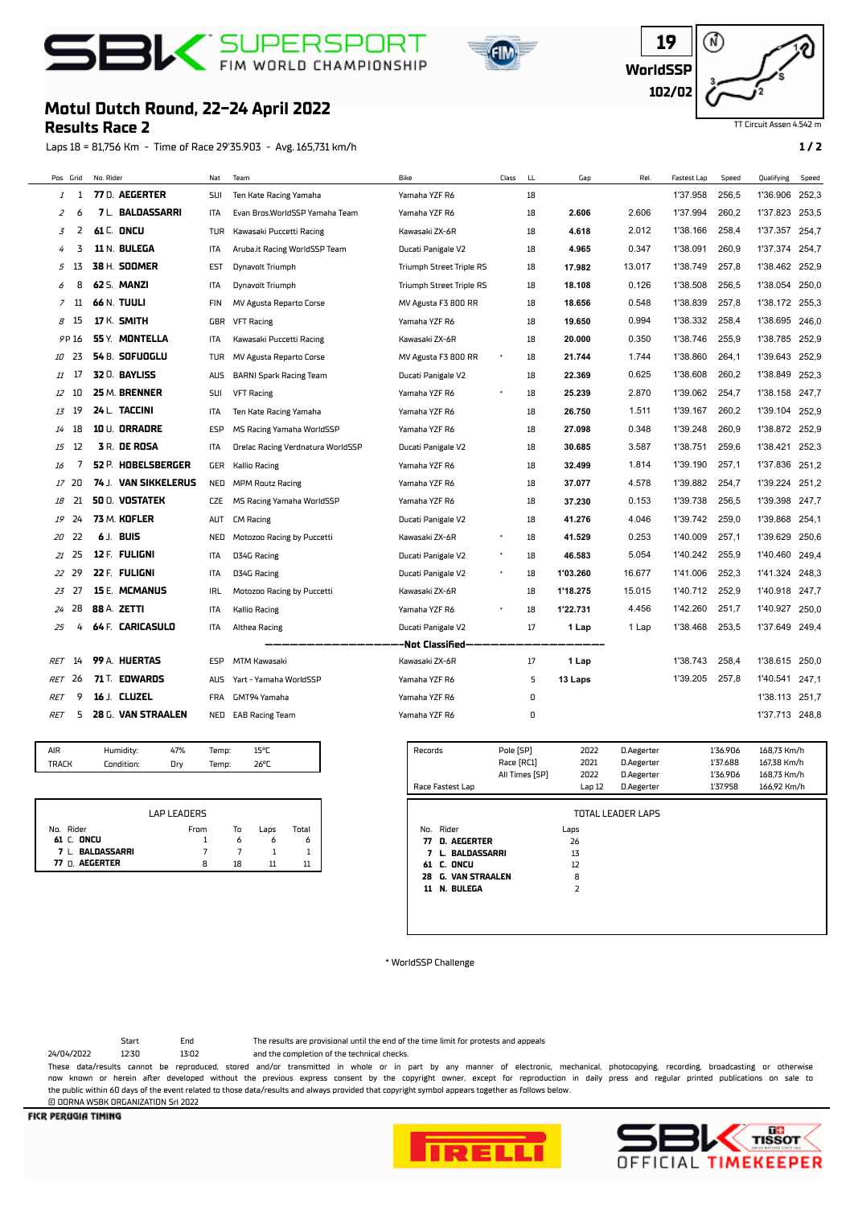# SBK SUPERSPORT FIM WORLD CHAMPIONSHIP

19
WorldSSP
102/02

TT Circuit Assen 4.542 m

## Motul Dutch Round, 22–24 April 2022
## Results Race 2

Laps 18 = 81,756 Km - Time of Race 29'35.903 - Avg. 165,731 km/h

| Pos | Grid | No. Rider | Nat | Team | Bike | Class | LL | Gap | Rel. | Fastest Lap | Speed | Qualifying | Speed |
|---|---|---|---|---|---|---|---|---|---|---|---|---|---|
| 1 | 1 | 77 D. AEGERTER | SUI | Ten Kate Racing Yamaha | Yamaha YZF R6 | | 18 | | | 1'37.958 | 256,5 | 1'36.906 | 252,3 |
| 2 | 6 | 7 L. BALDASSARRI | ITA | Evan Bros.WorldSSP Yamaha Team | Yamaha YZF R6 | | 18 | 2.606 | 2.606 | 1'37.994 | 260,2 | 1'37.823 | 253,5 |
| 3 | 2 | 61 C. ONCU | TUR | Kawasaki Puccetti Racing | Kawasaki ZX-6R | | 18 | 4.618 | 2.012 | 1'38.166 | 258,4 | 1'37.357 | 254,7 |
| 4 | 3 | 11 N. BULEGA | ITA | Aruba.it Racing WorldSSP Team | Ducati Panigale V2 | | 18 | 4.965 | 0.347 | 1'38.091 | 260,9 | 1'37.374 | 254,7 |
| 5 | 13 | 38 H. SOOMER | EST | Dynavolt Triumph | Triumph Street Triple RS | | 18 | 17.982 | 13.017 | 1'38.749 | 257,8 | 1'38.462 | 252,9 |
| 6 | 8 | 62 S. MANZI | ITA | Dynavolt Triumph | Triumph Street Triple RS | | 18 | 18.108 | 0.126 | 1'38.508 | 256,5 | 1'38.054 | 250,0 |
| 7 | 11 | 66 N. TUULI | FIN | MV Agusta Reparto Corse | MV Agusta F3 800 RR | | 18 | 18.656 | 0.548 | 1'38.839 | 257,8 | 1'38.172 | 255,3 |
| 8 | 15 | 17 K. SMITH | GBR | VFT Racing | Yamaha YZF R6 | | 18 | 19.650 | 0.994 | 1'38.332 | 258,4 | 1'38.695 | 246,0 |
| 9 | P 16 | 55 Y. MONTELLA | ITA | Kawasaki Puccetti Racing | Kawasaki ZX-6R | | 18 | 20.000 | 0.350 | 1'38.746 | 255,9 | 1'38.785 | 252,9 |
| 10 | 23 | 54 B. SOFUOGLU | TUR | MV Agusta Reparto Corse | MV Agusta F3 800 RR | * | 18 | 21.744 | 1.744 | 1'38.860 | 264,1 | 1'39.643 | 252,9 |
| 11 | 17 | 32 O. BAYLISS | AUS | BARNI Spark Racing Team | Ducati Panigale V2 | | 18 | 22.369 | 0.625 | 1'38.608 | 260,2 | 1'38.849 | 252,3 |
| 12 | 10 | 25 M. BRENNER | SUI | VFT Racing | Yamaha YZF R6 | * | 18 | 25.239 | 2.870 | 1'39.062 | 254,7 | 1'38.158 | 247,7 |
| 13 | 19 | 24 L. TACCINI | ITA | Ten Kate Racing Yamaha | Yamaha YZF R6 | | 18 | 26.750 | 1.511 | 1'39.167 | 260,2 | 1'39.104 | 252,9 |
| 14 | 18 | 10 U. ORRADRE | ESP | MS Racing Yamaha WorldSSP | Yamaha YZF R6 | | 18 | 27.098 | 0.348 | 1'39.248 | 260,9 | 1'38.872 | 252,9 |
| 15 | 12 | 3 R. DE ROSA | ITA | Orelac Racing Verdnatura WorldSSP | Ducati Panigale V2 | | 18 | 30.685 | 3.587 | 1'38.751 | 259,6 | 1'38.421 | 252,3 |
| 16 | 7 | 52 P. HOBELSBERGER | GER | Kallio Racing | Yamaha YZF R6 | | 18 | 32.499 | 1.814 | 1'39.190 | 257,1 | 1'37.836 | 251,2 |
| 17 | 20 | 74 J. VAN SIKKELERUS | NED | MPM Routz Racing | Yamaha YZF R6 | | 18 | 37.077 | 4.578 | 1'39.882 | 254,7 | 1'39.224 | 251,2 |
| 18 | 21 | 50 D. VOSTATEK | CZE | MS Racing Yamaha WorldSSP | Yamaha YZF R6 | | 18 | 37.230 | 0.153 | 1'39.738 | 256,5 | 1'39.398 | 247,7 |
| 19 | 24 | 73 M. KOFLER | AUT | CM Racing | Ducati Panigale V2 | | 18 | 41.276 | 4.046 | 1'39.742 | 259,0 | 1'39.868 | 254,1 |
| 20 | 22 | 6 J. BUIS | NED | Motozoo Racing by Puccetti | Kawasaki ZX-6R | * | 18 | 41.529 | 0.253 | 1'40.009 | 257,1 | 1'39.629 | 250,6 |
| 21 | 25 | 12 F. FULIGNI | ITA | D34G Racing | Ducati Panigale V2 | * | 18 | 46.583 | 5.054 | 1'40.242 | 255,9 | 1'40.460 | 249,4 |
| 22 | 29 | 22 F. FULIGNI | ITA | D34G Racing | Ducati Panigale V2 | * | 18 | 1'03.260 | 16.677 | 1'41.006 | 252,3 | 1'41.324 | 248,3 |
| 23 | 27 | 15 E. MCMANUS | IRL | Motozoo Racing by Puccetti | Kawasaki ZX-6R | | 18 | 1'18.275 | 15.015 | 1'40.712 | 252,9 | 1'40.918 | 247,7 |
| 24 | 28 | 88 A. ZETTI | ITA | Kallio Racing | Yamaha YZF R6 | * | 18 | 1'22.731 | 4.456 | 1'42.260 | 251,7 | 1'40.927 | 250,0 |
| 25 | 4 | 64 F. CARICASULO | ITA | Althea Racing | Ducati Panigale V2 | | 17 | 1 Lap | 1 Lap | 1'38.468 | 253,5 | 1'37.649 | 249,4 |
| | | | | | Not Classified | | | | | | | | |
| RET | 14 | 99 A. HUERTAS | ESP | MTM Kawasaki | Kawasaki ZX-6R | | 17 | 1 Lap | | 1'38.743 | 258,4 | 1'38.615 | 250,0 |
| RET | 26 | 71 T. EDWARDS | AUS | Yart - Yamaha WorldSSP | Yamaha YZF R6 | | 5 | 13 Laps | | 1'39.205 | 257,8 | 1'40.541 | 247,1 |
| RET | 9 | 16 J. CLUZEL | FRA | GMT94 Yamaha | Yamaha YZF R6 | | 0 | | | | | 1'38.113 | 251,7 |
| RET | 5 | 28 G. VAN STRAALEN | NED | EAB Racing Team | Yamaha YZF R6 | | 0 | | | | | 1'37.713 | 248,8 |

| | | | | |
|---|---|---|---|---|
| AIR | Humidity: | 47% | Temp: | 15°C |
| TRACK | Condition: | Dry | Temp: | 26°C |

| Records | | Year | Rider | Time | Speed |
|---|---|---|---|---|---|
| | Pole [SP] | 2022 | D.Aegerter | 1'36.906 | 168,73 Km/h |
| | Race [RC1] | 2021 | D.Aegerter | 1'37.688 | 167,38 Km/h |
| | All Times [SP] | 2022 | D.Aegerter | 1'36.906 | 168,73 Km/h |
| Race Fastest Lap | | Lap 12 | D.Aegerter | 1'37.958 | 166,92 Km/h |

**LAP LEADERS**

| No. | Rider | From | To | Laps | Total |
|---|---|---|---|---|---|
| 61 | C. ONCU | 1 | 6 | 6 | 6 |
| 7 | L. BALDASSARRI | 7 | 7 | 1 | 1 |
| 77 | D. AEGERTER | 8 | 18 | 11 | 11 |

**TOTAL LEADER LAPS**

| No. | Rider | Laps |
|---|---|---|
| 77 | D. AEGERTER | 26 |
| 7 | L. BALDASSARRI | 13 |
| 61 | C. ONCU | 12 |
| 28 | G. VAN STRAALEN | 8 |
| 11 | N. BULEGA | 2 |

\* WorldSSP Challenge

| | Start | End |
|---|---|---|
| 24/04/2022 | 12:30 | 13:02 |

The results are provisional until the end of the time limit for protests and appeals and the completion of the technical checks.

These data/results cannot be reproduced, stored and/or transmitted in whole or in part by any manner of electronic, mechanical, photocopying, recording, broadcasting or otherwise now known or herein after developed without the previous express consent by the copyright owner, except for reproduction in daily press and regular printed publications on sale to the public within 60 days of the event related to those data/results and always provided that copyright symbol appears together as follows below.

© DORNA WSBK ORGANIZATION Srl 2022

FICR PERUGIA TIMING

SBK TISSOT OFFICIAL TIMEKEEPER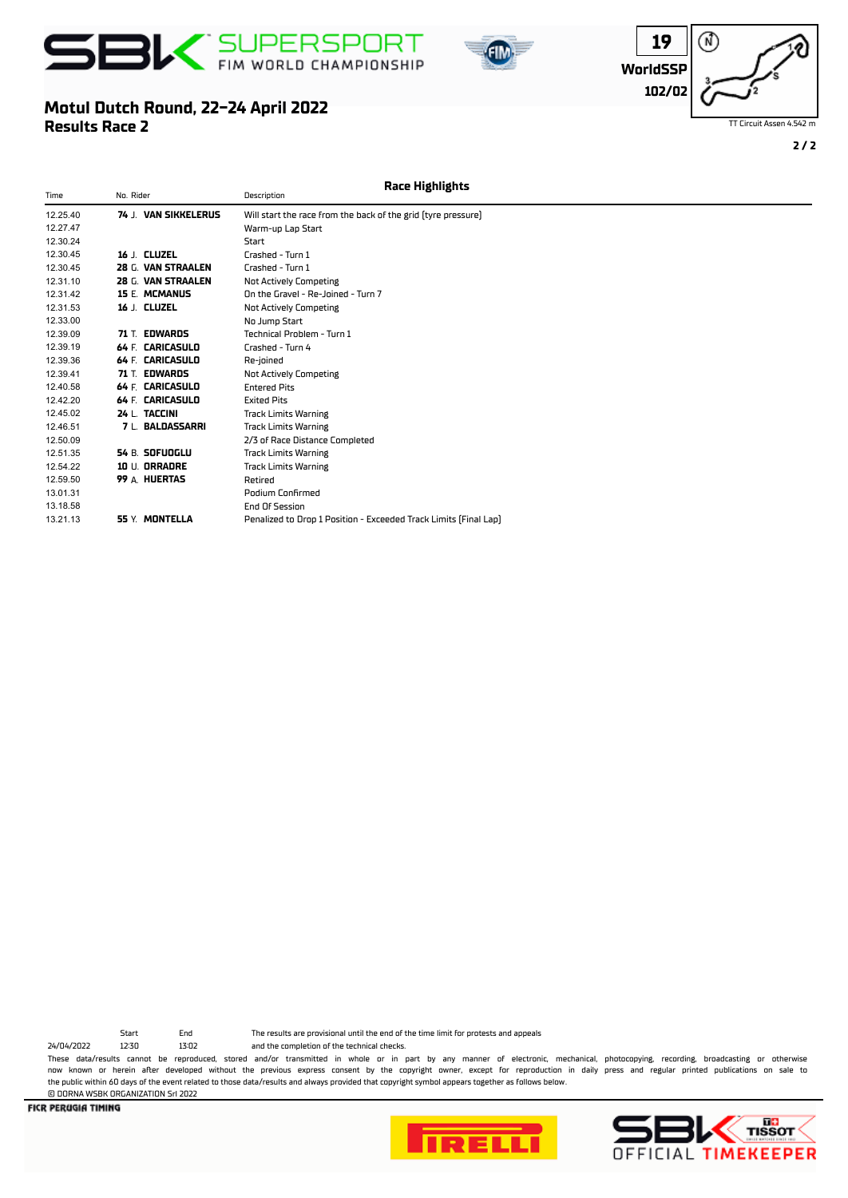SBK SUPERSPORT FIM WORLD CHAMPIONSHIP

19
WorldSSP
102/02

TT Circuit Assen 4.542 m

## Motul Dutch Round, 22-24 April 2022
## Results Race 2

### Race Highlights

| Time | No. Rider | Description |
|---|---|---|
| 12.25.40 | **74** J. **VAN SIKKELERUS** | Will start the race from the back of the grid (tyre pressure) |
| 12.27.47 | | Warm-up Lap Start |
| 12.30.24 | | Start |
| 12.30.45 | **16** J. **CLUZEL** | Crashed - Turn 1 |
| 12.30.45 | **28** G. **VAN STRAALEN** | Crashed - Turn 1 |
| 12.31.10 | **28** G. **VAN STRAALEN** | Not Actively Competing |
| 12.31.42 | **15** E. **MCMANUS** | On the Gravel - Re-Joined - Turn 7 |
| 12.31.53 | **16** J. **CLUZEL** | Not Actively Competing |
| 12.33.00 | | No Jump Start |
| 12.39.09 | **71** T. **EDWARDS** | Technical Problem - Turn 1 |
| 12.39.19 | **64** F. **CARICASULO** | Crashed - Turn 4 |
| 12.39.36 | **64** F. **CARICASULO** | Re-joined |
| 12.39.41 | **71** T. **EDWARDS** | Not Actively Competing |
| 12.40.58 | **64** F. **CARICASULO** | Entered Pits |
| 12.42.20 | **64** F. **CARICASULO** | Exited Pits |
| 12.45.02 | **24** L. **TACCINI** | Track Limits Warning |
| 12.46.51 | **7** L. **BALDASSARRI** | Track Limits Warning |
| 12.50.09 | | 2/3 of Race Distance Completed |
| 12.51.35 | **54** B. **SOFUOGLU** | Track Limits Warning |
| 12.54.22 | **10** U. **ORRADRE** | Track Limits Warning |
| 12.59.50 | **99** A. **HUERTAS** | Retired |
| 13.01.31 | | Podium Confirmed |
| 13.18.58 | | End Of Session |
| 13.21.13 | **55** Y. **MONTELLA** | Penalized to Drop 1 Position - Exceeded Track Limits (Final Lap) |

| | Start | End |
|---|---|---|
| 24/04/2022 | 12:30 | 13:02 |

The results are provisional until the end of the time limit for protests and appeals and the completion of the technical checks.

These data/results cannot be reproduced, stored and/or transmitted in whole or in part by any manner of electronic, mechanical, photocopying, recording, broadcasting or otherwise now known or herein after developed without the previous express consent by the copyright owner, except for reproduction in daily press and regular printed publications on sale to the public within 60 days of the event related to those data/results and always provided that copyright symbol appears together as follows below.
© DORNA WSBK ORGANIZATION Srl 2022

FICR PERUGIA TIMING

PIRELLI

SBK TISSOT OFFICIAL TIMEKEEPER